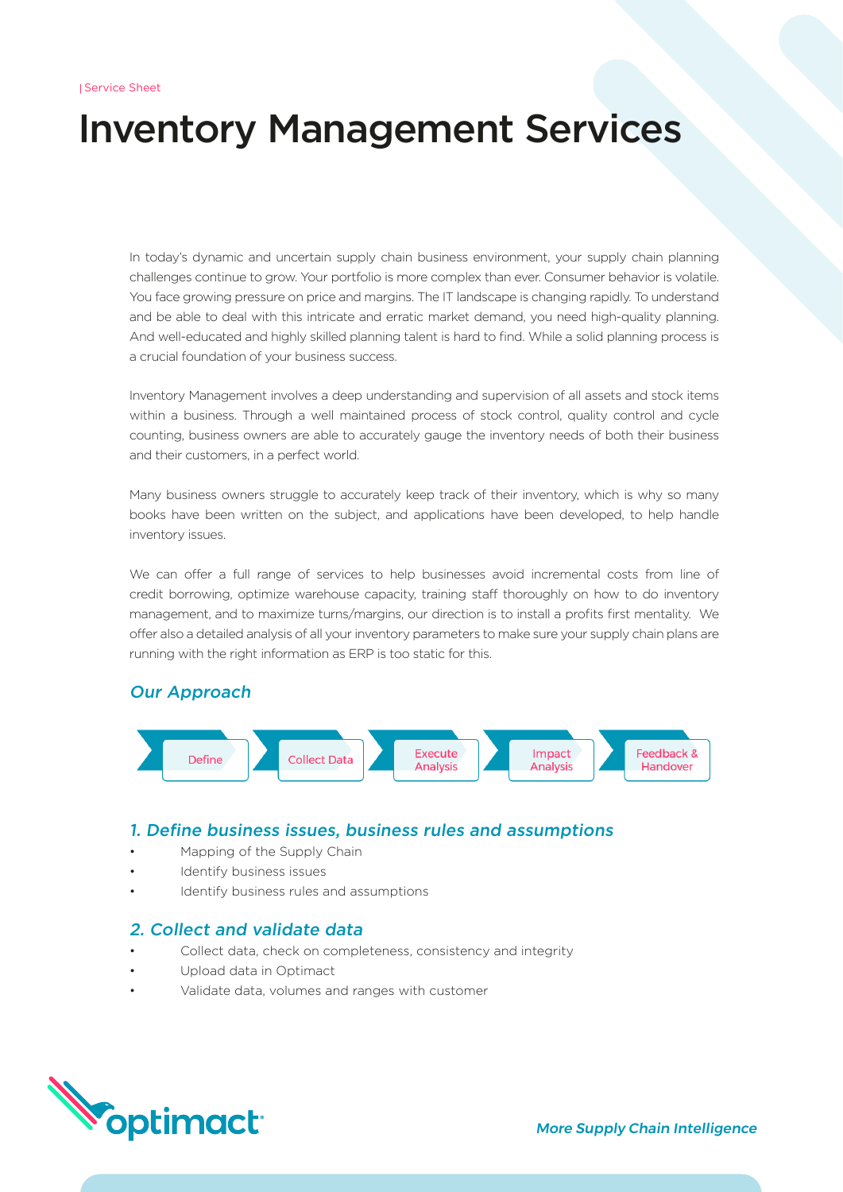| Service Sheet

# Inventory Management Services

In today's dynamic and uncertain supply chain business environment, your supply chain planning challenges continue to grow. Your portfolio is more complex than ever. Consumer behavior is volatile. You face growing pressure on price and margins. The IT landscape is changing rapidly. To understand and be able to deal with this intricate and erratic market demand, you need high-quality planning. And well-educated and highly skilled planning talent is hard to find. While a solid planning process is a crucial foundation of your business success.

Inventory Management involves a deep understanding and supervision of all assets and stock items within a business. Through a well maintained process of stock control, quality control and cycle counting, business owners are able to accurately gauge the inventory needs of both their business and their customers, in a perfect world.

Many business owners struggle to accurately keep track of their inventory, which is why so many books have been written on the subject, and applications have been developed, to help handle inventory issues.

We can offer a full range of services to help businesses avoid incremental costs from line of credit borrowing, optimize warehouse capacity, training staff thoroughly on how to do inventory management, and to maximize turns/margins, our direction is to install a profits first mentality. We offer also a detailed analysis of all your inventory parameters to make sure your supply chain plans are running with the right information as ERP is too static for this.

## *Our Approach*

Define → Collect Data → Execute Analysis → Impact Analysis → Feedback & Handover

### *1. Define business issues, business rules and assumptions*

- Mapping of the Supply Chain
- Identify business issues
- Identify business rules and assumptions

### *2. Collect and validate data*

- Collect data, check on completeness, consistency and integrity
- Upload data in Optimact
- Validate data, volumes and ranges with customer

optimact

*More Supply Chain Intelligence*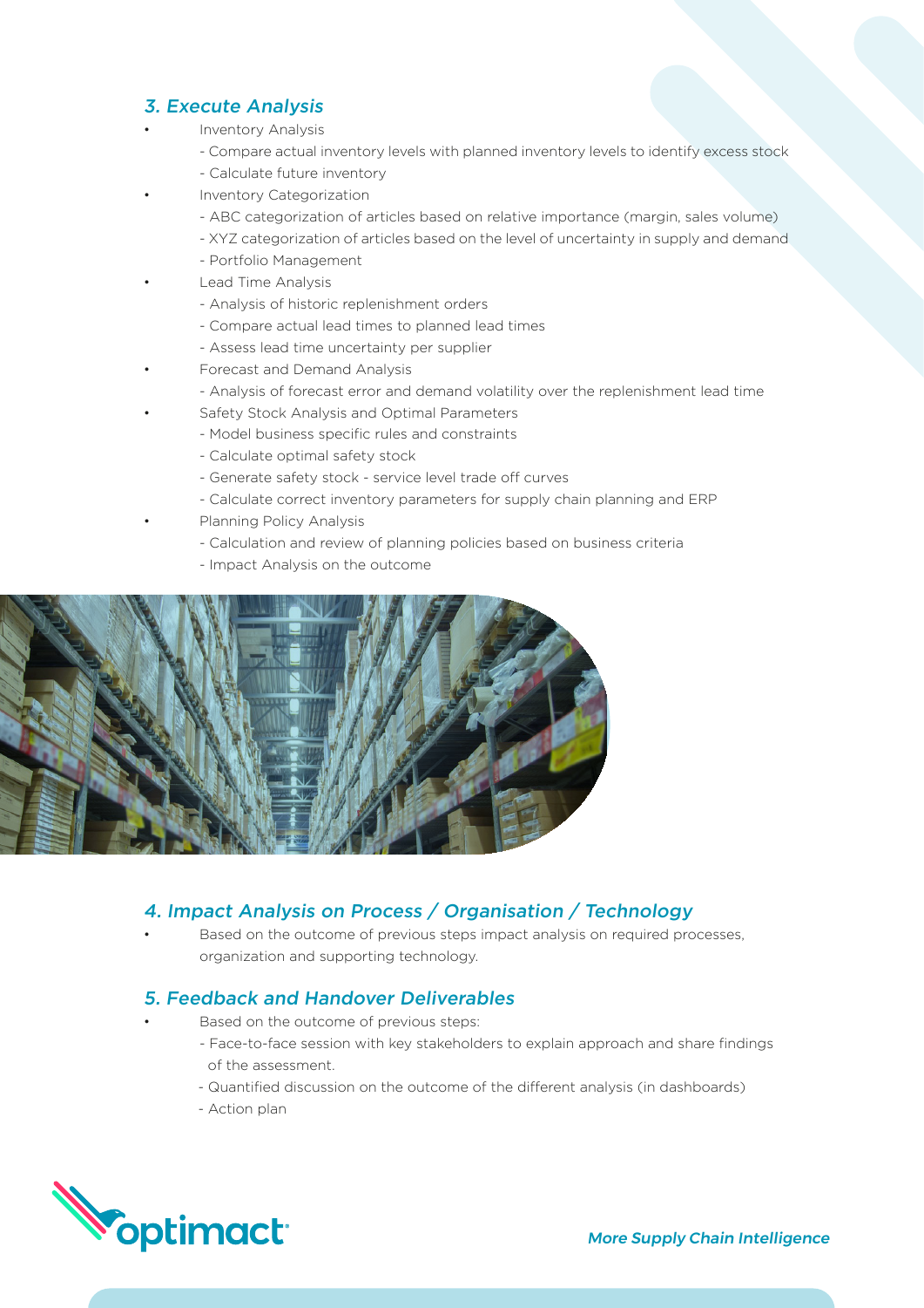## *3. Execute Analysis*

- Inventory Analysis
  - Compare actual inventory levels with planned inventory levels to identify excess stock
  - Calculate future inventory
- Inventory Categorization
  - ABC categorization of articles based on relative importance (margin, sales volume)
  - XYZ categorization of articles based on the level of uncertainty in supply and demand
  - Portfolio Management
- Lead Time Analysis
  - Analysis of historic replenishment orders
  - Compare actual lead times to planned lead times
  - Assess lead time uncertainty per supplier
- Forecast and Demand Analysis
  - Analysis of forecast error and demand volatility over the replenishment lead time
- Safety Stock Analysis and Optimal Parameters
  - Model business specific rules and constraints
  - Calculate optimal safety stock
  - Generate safety stock - service level trade off curves
  - Calculate correct inventory parameters for supply chain planning and ERP
- Planning Policy Analysis
  - Calculation and review of planning policies based on business criteria
  - Impact Analysis on the outcome

## *4. Impact Analysis on Process / Organisation / Technology*

- Based on the outcome of previous steps impact analysis on required processes, organization and supporting technology.

## *5. Feedback and Handover Deliverables*

- Based on the outcome of previous steps:
  - Face-to-face session with key stakeholders to explain approach and share findings of the assessment.
  - Quantified discussion on the outcome of the different analysis (in dashboards)
  - Action plan

optimact

*More Supply Chain Intelligence*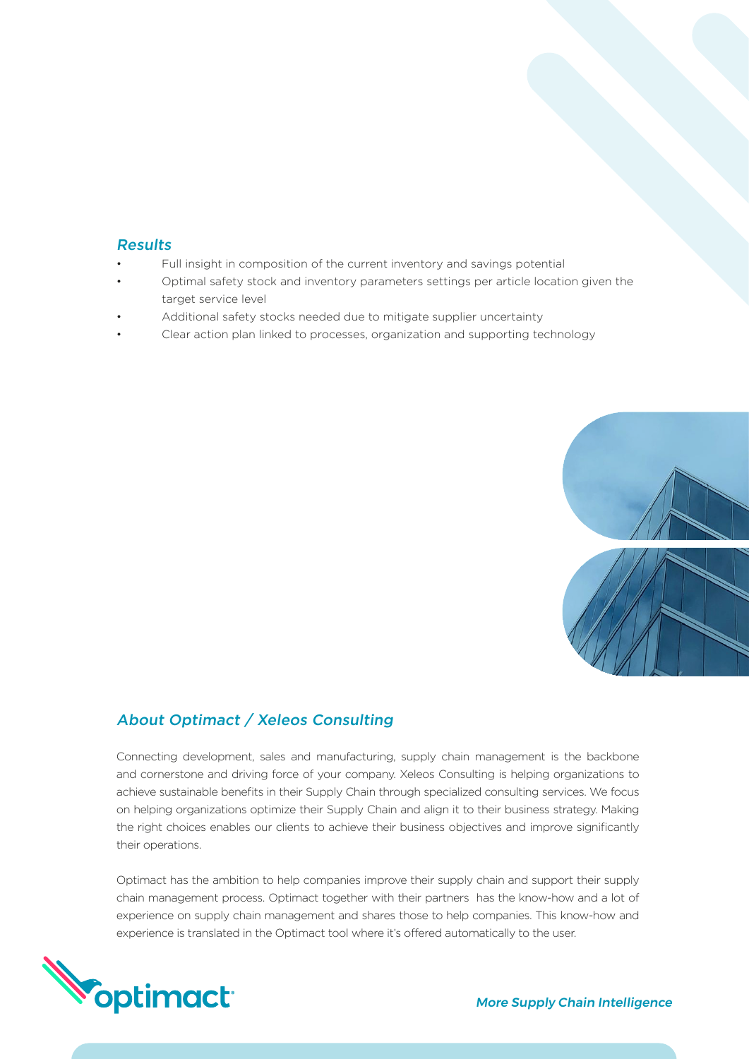## *Results*

- Full insight in composition of the current inventory and savings potential
- Optimal safety stock and inventory parameters settings per article location given the target service level
- Additional safety stocks needed due to mitigate supplier uncertainty
- Clear action plan linked to processes, organization and supporting technology

## *About Optimact / Xeleos Consulting*

Connecting development, sales and manufacturing, supply chain management is the backbone and cornerstone and driving force of your company. Xeleos Consulting is helping organizations to achieve sustainable benefits in their Supply Chain through specialized consulting services. We focus on helping organizations optimize their Supply Chain and align it to their business strategy. Making the right choices enables our clients to achieve their business objectives and improve significantly their operations.

Optimact has the ambition to help companies improve their supply chain and support their supply chain management process. Optimact together with their partners has the know-how and a lot of experience on supply chain management and shares those to help companies. This know-how and experience is translated in the Optimact tool where it's offered automatically to the user.

optimact

*More Supply Chain Intelligence*